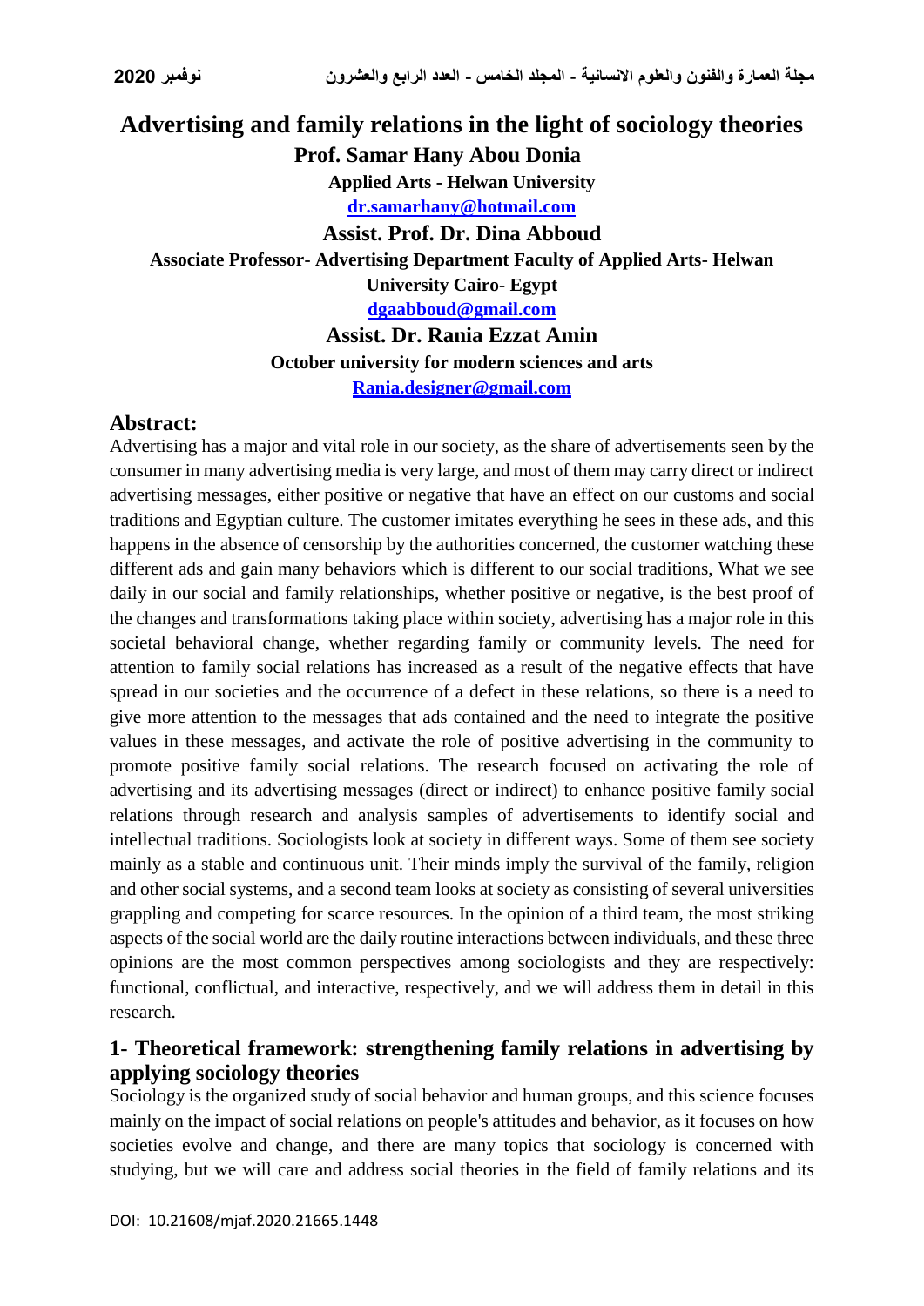# Advertising and family relations in the light of sociology theories

**Prof. Samar Hany Abou Donia**

**Applied Arts - Helwan University**

**dr.samarhany@hotmail.com**

**Assist. Prof. Dr. Dina Abboud**

**Associate Professor- Advertising Department Faculty of Applied Arts- Helwan University Cairo- Egypt**

**dgaabboud@gmail.com**

**Assist. Dr. Rania Ezzat Amin**

**October university for modern sciences and arts**

**Rania.designer@gmail.com**

## Abstract:

Advertising has a major and vital role in our society, as the share of advertisements seen by the consumer in many advertising media is very large, and most of them may carry direct or indirect advertising messages, either positive or negative that have an effect on our customs and social traditions and Egyptian culture. The customer imitates everything he sees in these ads, and this happens in the absence of censorship by the authorities concerned, the customer watching these different ads and gain many behaviors which is different to our social traditions, What we see daily in our social and family relationships, whether positive or negative, is the best proof of the changes and transformations taking place within society, advertising has a major role in this societal behavioral change, whether regarding family or community levels. The need for attention to family social relations has increased as a result of the negative effects that have spread in our societies and the occurrence of a defect in these relations, so there is a need to give more attention to the messages that ads contained and the need to integrate the positive values in these messages, and activate the role of positive advertising in the community to promote positive family social relations. The research focused on activating the role of advertising and its advertising messages (direct or indirect) to enhance positive family social relations through research and analysis samples of advertisements to identify social and intellectual traditions. Sociologists look at society in different ways. Some of them see society mainly as a stable and continuous unit. Their minds imply the survival of the family, religion and other social systems, and a second team looks at society as consisting of several universities grappling and competing for scarce resources. In the opinion of a third team, the most striking aspects of the social world are the daily routine interactions between individuals, and these three opinions are the most common perspectives among sociologists and they are respectively: functional, conflictual, and interactive, respectively, and we will address them in detail in this research.

## 1- Theoretical framework: strengthening family relations in advertising by applying sociology theories

Sociology is the organized study of social behavior and human groups, and this science focuses mainly on the impact of social relations on people's attitudes and behavior, as it focuses on how societies evolve and change, and there are many topics that sociology is concerned with studying, but we will care and address social theories in the field of family relations and its

DOI: 10.21608/mjaf.2020.21665.1448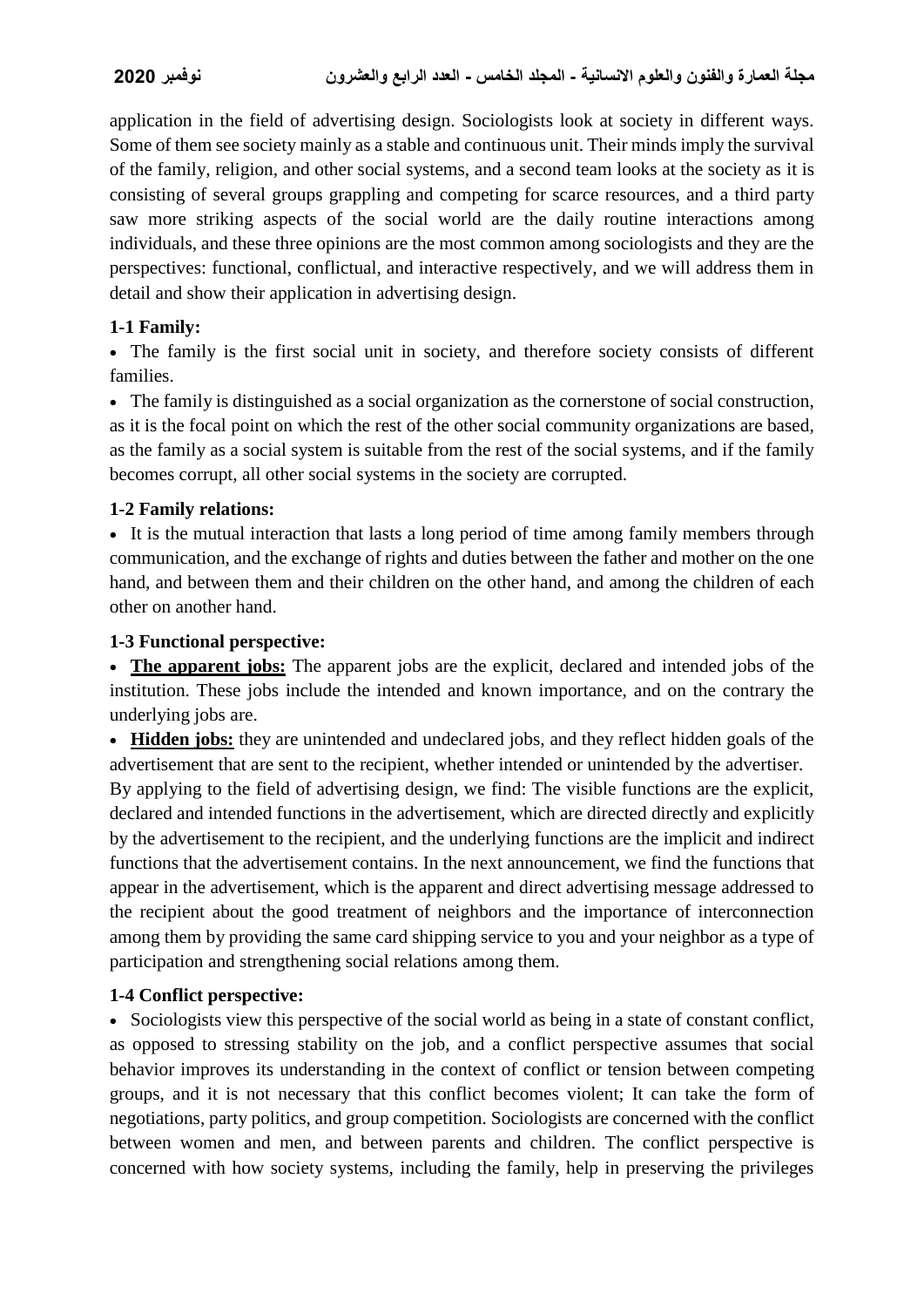application in the field of advertising design. Sociologists look at society in different ways. Some of them see society mainly as a stable and continuous unit. Their minds imply the survival of the family, religion, and other social systems, and a second team looks at the society as it is consisting of several groups grappling and competing for scarce resources, and a third party saw more striking aspects of the social world are the daily routine interactions among individuals, and these three opinions are the most common among sociologists and they are the perspectives: functional, conflictual, and interactive respectively, and we will address them in detail and show their application in advertising design.

**1-1 Family:**

- The family is the first social unit in society, and therefore society consists of different families.
- The family is distinguished as a social organization as the cornerstone of social construction, as it is the focal point on which the rest of the other social community organizations are based, as the family as a social system is suitable from the rest of the social systems, and if the family becomes corrupt, all other social systems in the society are corrupted.

**1-2 Family relations:**

- It is the mutual interaction that lasts a long period of time among family members through communication, and the exchange of rights and duties between the father and mother on the one hand, and between them and their children on the other hand, and among the children of each other on another hand.

**1-3 Functional perspective:**

- **<u>The apparent jobs:</u>** The apparent jobs are the explicit, declared and intended jobs of the institution. These jobs include the intended and known importance, and on the contrary the underlying jobs are.
- **<u>Hidden jobs:</u>** they are unintended and undeclared jobs, and they reflect hidden goals of the advertisement that are sent to the recipient, whether intended or unintended by the advertiser.

By applying to the field of advertising design, we find: The visible functions are the explicit, declared and intended functions in the advertisement, which are directed directly and explicitly by the advertisement to the recipient, and the underlying functions are the implicit and indirect functions that the advertisement contains. In the next announcement, we find the functions that appear in the advertisement, which is the apparent and direct advertising message addressed to the recipient about the good treatment of neighbors and the importance of interconnection among them by providing the same card shipping service to you and your neighbor as a type of participation and strengthening social relations among them.

**1-4 Conflict perspective:**

- Sociologists view this perspective of the social world as being in a state of constant conflict, as opposed to stressing stability on the job, and a conflict perspective assumes that social behavior improves its understanding in the context of conflict or tension between competing groups, and it is not necessary that this conflict becomes violent; It can take the form of negotiations, party politics, and group competition. Sociologists are concerned with the conflict between women and men, and between parents and children. The conflict perspective is concerned with how society systems, including the family, help in preserving the privileges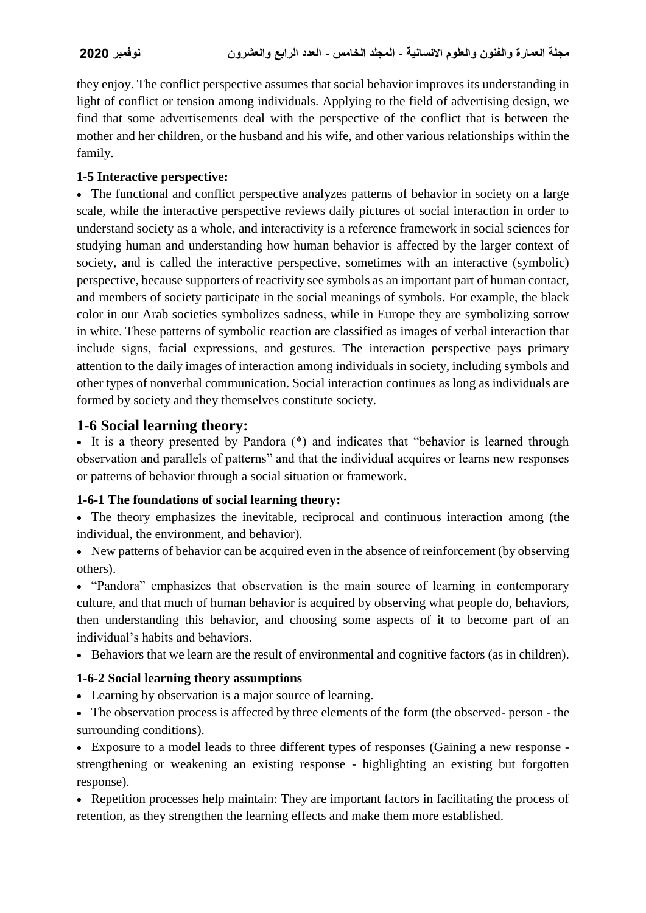they enjoy. The conflict perspective assumes that social behavior improves its understanding in light of conflict or tension among individuals. Applying to the field of advertising design, we find that some advertisements deal with the perspective of the conflict that is between the mother and her children, or the husband and his wife, and other various relationships within the family.

### 1-5 Interactive perspective:

- The functional and conflict perspective analyzes patterns of behavior in society on a large scale, while the interactive perspective reviews daily pictures of social interaction in order to understand society as a whole, and interactivity is a reference framework in social sciences for studying human and understanding how human behavior is affected by the larger context of society, and is called the interactive perspective, sometimes with an interactive (symbolic) perspective, because supporters of reactivity see symbols as an important part of human contact, and members of society participate in the social meanings of symbols. For example, the black color in our Arab societies symbolizes sadness, while in Europe they are symbolizing sorrow in white. These patterns of symbolic reaction are classified as images of verbal interaction that include signs, facial expressions, and gestures. The interaction perspective pays primary attention to the daily images of interaction among individuals in society, including symbols and other types of nonverbal communication. Social interaction continues as long as individuals are formed by society and they themselves constitute society.

## 1-6 Social learning theory:

- It is a theory presented by Pandora (*) and indicates that "behavior is learned through observation and parallels of patterns" and that the individual acquires or learns new responses or patterns of behavior through a social situation or framework.

### 1-6-1 The foundations of social learning theory:

- The theory emphasizes the inevitable, reciprocal and continuous interaction among (the individual, the environment, and behavior).
- New patterns of behavior can be acquired even in the absence of reinforcement (by observing others).
- "Pandora" emphasizes that observation is the main source of learning in contemporary culture, and that much of human behavior is acquired by observing what people do, behaviors, then understanding this behavior, and choosing some aspects of it to become part of an individual's habits and behaviors.
- Behaviors that we learn are the result of environmental and cognitive factors (as in children).

### 1-6-2 Social learning theory assumptions

- Learning by observation is a major source of learning.
- The observation process is affected by three elements of the form (the observed- person - the surrounding conditions).
- Exposure to a model leads to three different types of responses (Gaining a new response - strengthening or weakening an existing response - highlighting an existing but forgotten response).
- Repetition processes help maintain: They are important factors in facilitating the process of retention, as they strengthen the learning effects and make them more established.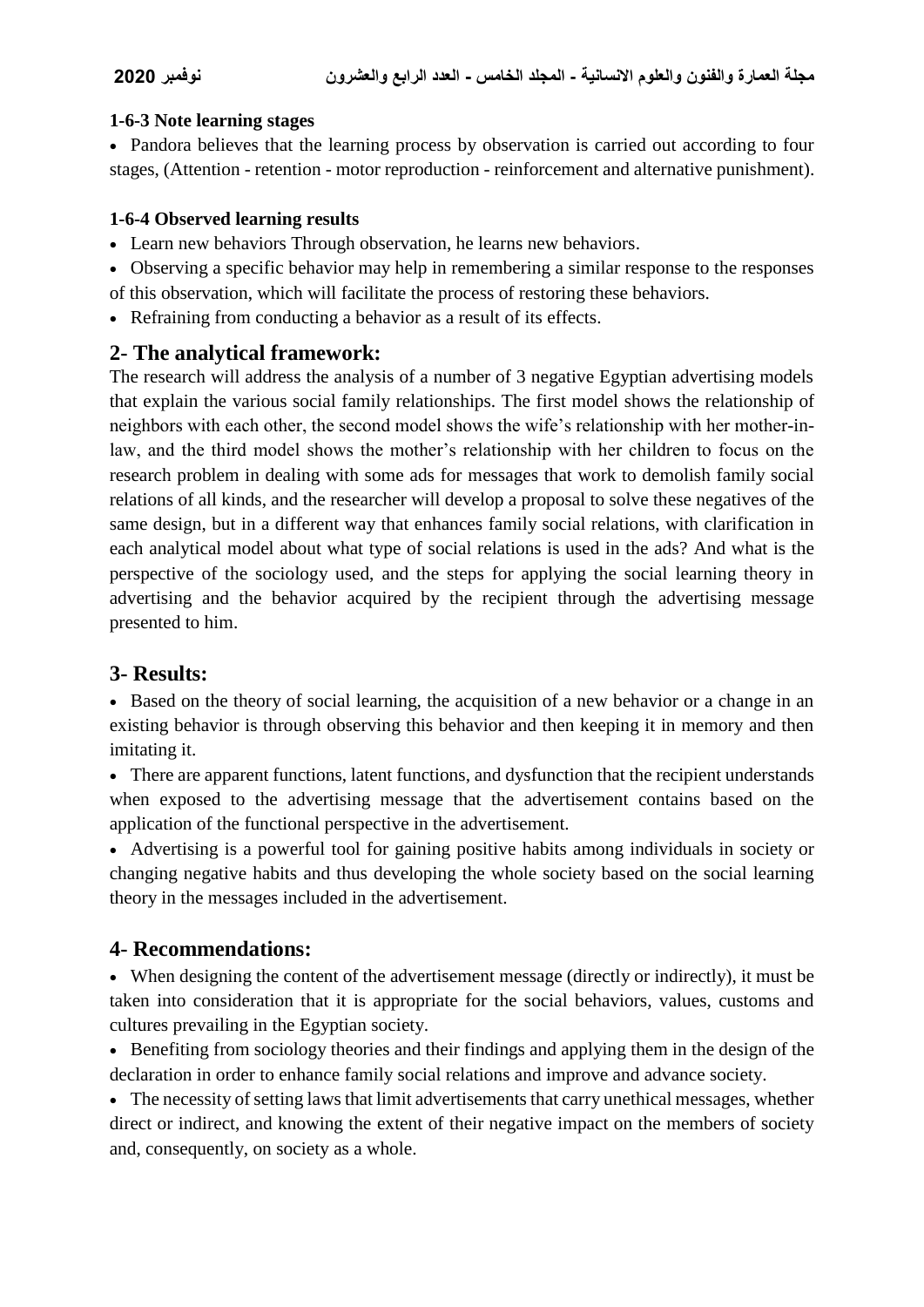**1-6-3 Note learning stages**

- Pandora believes that the learning process by observation is carried out according to four stages, (Attention - retention - motor reproduction - reinforcement and alternative punishment).

**1-6-4 Observed learning results**

- Learn new behaviors Through observation, he learns new behaviors.
- Observing a specific behavior may help in remembering a similar response to the responses of this observation, which will facilitate the process of restoring these behaviors.
- Refraining from conducting a behavior as a result of its effects.

## 2- The analytical framework:

The research will address the analysis of a number of 3 negative Egyptian advertising models that explain the various social family relationships. The first model shows the relationship of neighbors with each other, the second model shows the wife's relationship with her mother-in-law, and the third model shows the mother's relationship with her children to focus on the research problem in dealing with some ads for messages that work to demolish family social relations of all kinds, and the researcher will develop a proposal to solve these negatives of the same design, but in a different way that enhances family social relations, with clarification in each analytical model about what type of social relations is used in the ads? And what is the perspective of the sociology used, and the steps for applying the social learning theory in advertising and the behavior acquired by the recipient through the advertising message presented to him.

## 3- Results:

- Based on the theory of social learning, the acquisition of a new behavior or a change in an existing behavior is through observing this behavior and then keeping it in memory and then imitating it.
- There are apparent functions, latent functions, and dysfunction that the recipient understands when exposed to the advertising message that the advertisement contains based on the application of the functional perspective in the advertisement.
- Advertising is a powerful tool for gaining positive habits among individuals in society or changing negative habits and thus developing the whole society based on the social learning theory in the messages included in the advertisement.

## 4- Recommendations:

- When designing the content of the advertisement message (directly or indirectly), it must be taken into consideration that it is appropriate for the social behaviors, values, customs and cultures prevailing in the Egyptian society.
- Benefiting from sociology theories and their findings and applying them in the design of the declaration in order to enhance family social relations and improve and advance society.
- The necessity of setting laws that limit advertisements that carry unethical messages, whether direct or indirect, and knowing the extent of their negative impact on the members of society and, consequently, on society as a whole.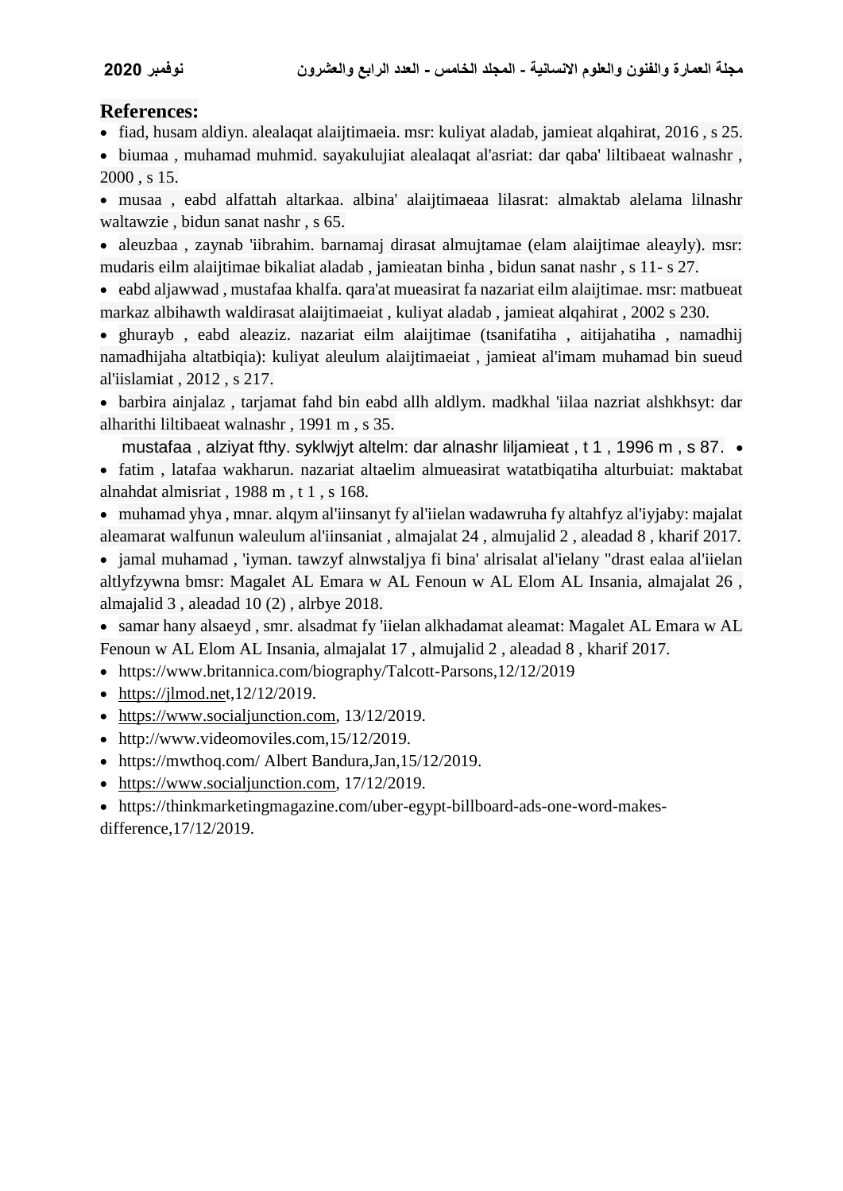## References:

- fiad, husam aldiyn. alealaqat alaijtimaeia. msr: kuliyat aladab, jamieat alqahirat, 2016 , s 25.
- biumaa , muhamad muhmid. sayakulujiat alealaqat al'asriat: dar qaba' liltibaeat walnashr , 2000 , s 15.
- musaa , eabd alfattah altarkaa. albina' alaijtimaeaa lilasrat: almaktab alelama lilnashr waltawzie , bidun sanat nashr , s 65.
- aleuzbaa , zaynab 'iibrahim. barnamaj dirasat almujtamae (elam alaijtimae aleayly). msr: mudaris eilm alaijtimae bikaliat aladab , jamieatan binha , bidun sanat nashr , s 11- s 27.
- eabd aljawwad , mustafaa khalfa. qara'at mueasirat fa nazariat eilm alaijtimae. msr: matbueat markaz albihawth waldirasat alaijtimaeiat , kuliyat aladab , jamieat alqahirat , 2002 s 230.
- ghurayb , eabd aleaziz. nazariat eilm alaijtimae (tsanifatiha , aitijahatiha , namadhij namadhijaha altatbiqia): kuliyat aleulum alaijtimaeiat , jamieat al'imam muhamad bin sueud al'iislamiat , 2012 , s 217.
- barbira ainjalaz , tarjamat fahd bin eabd allh aldlym. madkhal 'iilaa nazriat alshkhsyt: dar alharithi liltibaeat walnashr , 1991 m , s 35.
- mustafaa , alziyat fthy. syklwjyt altelm: dar alnashr liljamieat , t 1 , 1996 m , s 87.
- fatim , latafaa wakharun. nazariat altaelim almueasirat watatbiqatiha alturbuiat: maktabat alnahdat almisriat , 1988 m , t 1 , s 168.
- muhamad yhya , mnar. alqym al'iinsanyt fy al'iielan wadawruha fy altahfyz al'iyjaby: majalat aleamarat walfunun waleulum al'iinsaniat , almajalat 24 , almujalid 2 , aleadad 8 , kharif 2017.
- jamal muhamad , 'iyman. tawzyf alnwstaljya fi bina' alrisalat al'ielany "drast ealaa al'iielan altlyfzywna bmsr: Magalet AL Emara w AL Fenoun w AL Elom AL Insania, almajalat 26 , almajalid 3 , aleadad 10 (2) , alrbye 2018.
- samar hany alsaeyd , smr. alsadmat fy 'iielan alkhadamat aleamat: Magalet AL Emara w AL Fenoun w AL Elom AL Insania, almajalat 17 , almujalid 2 , aleadad 8 , kharif 2017.
- https://www.britannica.com/biography/Talcott-Parsons,12/12/2019
- https://jlmod.net,12/12/2019.
- https://www.socialjunction.com, 13/12/2019.
- http://www.videomoviles.com,15/12/2019.
- https://mwthoq.com/ Albert Bandura,Jan,15/12/2019.
- https://www.socialjunction.com, 17/12/2019.
- https://thinkmarketingmagazine.com/uber-egypt-billboard-ads-one-word-makes-difference,17/12/2019.